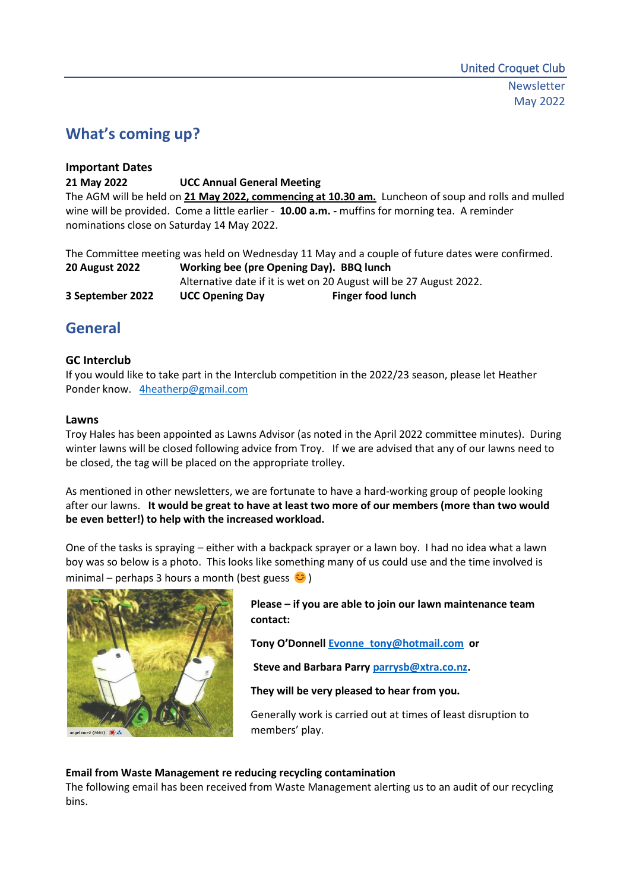United Croquet Club
Newsletter
May 2022

## What's coming up?

**Important Dates**

**21 May 2022 UCC Annual General Meeting**

The AGM will be held on **<u>21 May 2022, commencing at 10.30 am.</u>** Luncheon of soup and rolls and mulled wine will be provided. Come a little earlier - **10.00 a.m. -** muffins for morning tea. A reminder nominations close on Saturday 14 May 2022.

The Committee meeting was held on Wednesday 11 May and a couple of future dates were confirmed.

| | | |
|---|---|---|
| **20 August 2022** | **Working bee (pre Opening Day). BBQ lunch**<br>Alternative date if it is wet on 20 August will be 27 August 2022. | |
| **3 September 2022** | **UCC Opening Day** | **Finger food lunch** |

## General

**GC Interclub**

If you would like to take part in the Interclub competition in the 2022/23 season, please let Heather Ponder know. 4heatherp@gmail.com

**Lawns**

Troy Hales has been appointed as Lawns Advisor (as noted in the April 2022 committee minutes). During winter lawns will be closed following advice from Troy. If we are advised that any of our lawns need to be closed, the tag will be placed on the appropriate trolley.

As mentioned in other newsletters, we are fortunate to have a hard-working group of people looking after our lawns. **It would be great to have at least two more of our members (more than two would be even better!) to help with the increased workload.**

One of the tasks is spraying – either with a backpack sprayer or a lawn boy. I had no idea what a lawn boy was so below is a photo. This looks like something many of us could use and the time involved is minimal – perhaps 3 hours a month (best guess 😊 )

**Please – if you are able to join our lawn maintenance team contact:**

**Tony O'Donnell** Evonne_tony@hotmail.com **or**

**Steve and Barbara Parry** parrysb@xtra.co.nz.

**They will be very pleased to hear from you.**

Generally work is carried out at times of least disruption to members' play.

**Email from Waste Management re reducing recycling contamination**

The following email has been received from Waste Management alerting us to an audit of our recycling bins.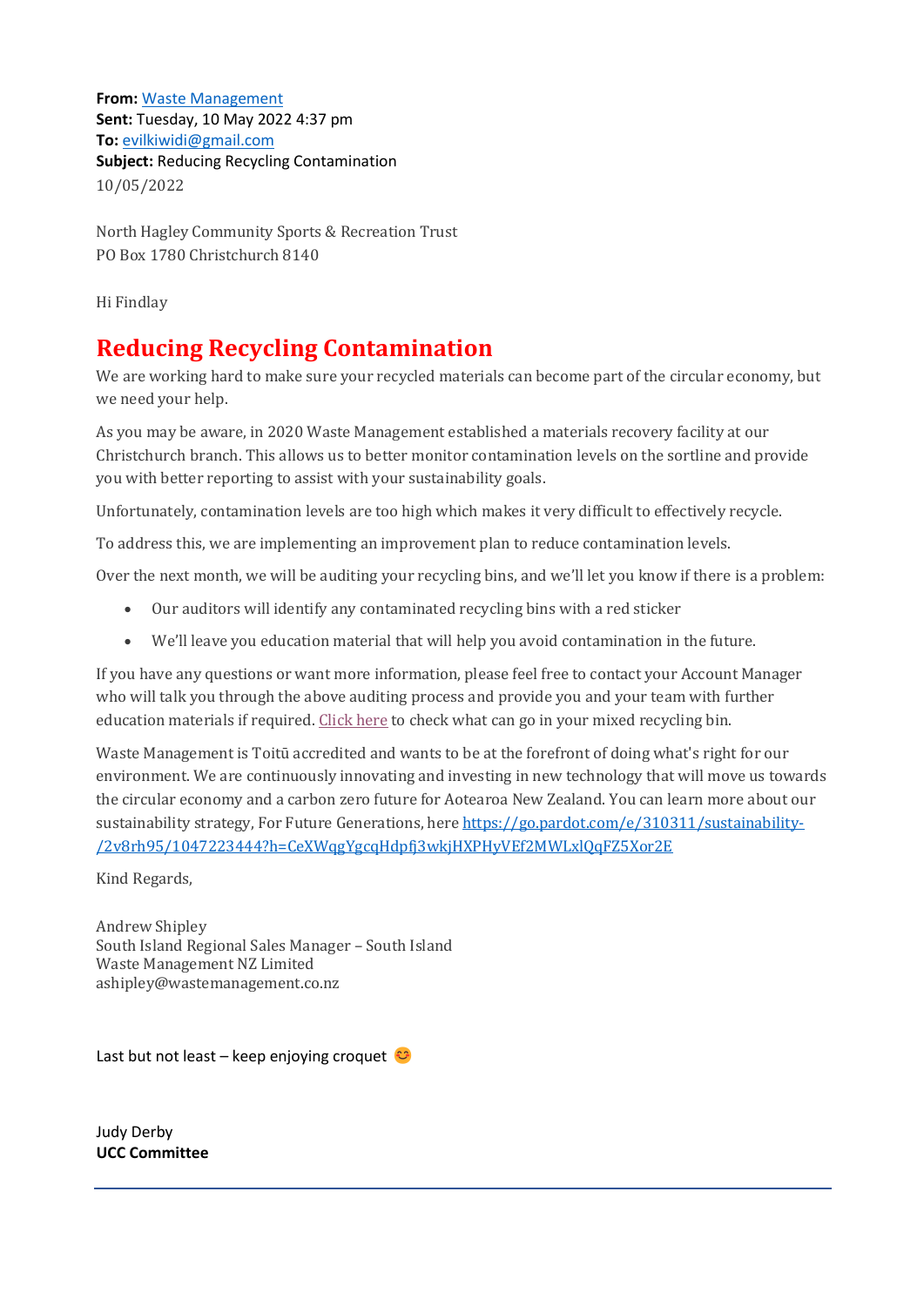**From:** Waste Management
**Sent:** Tuesday, 10 May 2022 4:37 pm
**To:** evilkiwidi@gmail.com
**Subject:** Reducing Recycling Contamination

10/05/2022

North Hagley Community Sports & Recreation Trust
PO Box 1780 Christchurch 8140

Hi Findlay

# Reducing Recycling Contamination

We are working hard to make sure your recycled materials can become part of the circular economy, but we need your help.

As you may be aware, in 2020 Waste Management established a materials recovery facility at our Christchurch branch. This allows us to better monitor contamination levels on the sortline and provide you with better reporting to assist with your sustainability goals.

Unfortunately, contamination levels are too high which makes it very difficult to effectively recycle.

To address this, we are implementing an improvement plan to reduce contamination levels.

Over the next month, we will be auditing your recycling bins, and we'll let you know if there is a problem:

- Our auditors will identify any contaminated recycling bins with a red sticker
- We'll leave you education material that will help you avoid contamination in the future.

If you have any questions or want more information, please feel free to contact your Account Manager who will talk you through the above auditing process and provide you and your team with further education materials if required. Click here to check what can go in your mixed recycling bin.

Waste Management is Toitū accredited and wants to be at the forefront of doing what's right for our environment. We are continuously innovating and investing in new technology that will move us towards the circular economy and a carbon zero future for Aotearoa New Zealand. You can learn more about our sustainability strategy, For Future Generations, here https://go.pardot.com/e/310311/sustainability-/2v8rh95/1047223444?h=CeXWqgYgcqHdpfj3wkjHXPHyVEf2MWLxlQqFZ5Xor2E

Kind Regards,

Andrew Shipley
South Island Regional Sales Manager – South Island
Waste Management NZ Limited
ashipley@wastemanagement.co.nz

Last but not least – keep enjoying croquet 😊

Judy Derby
**UCC Committee**